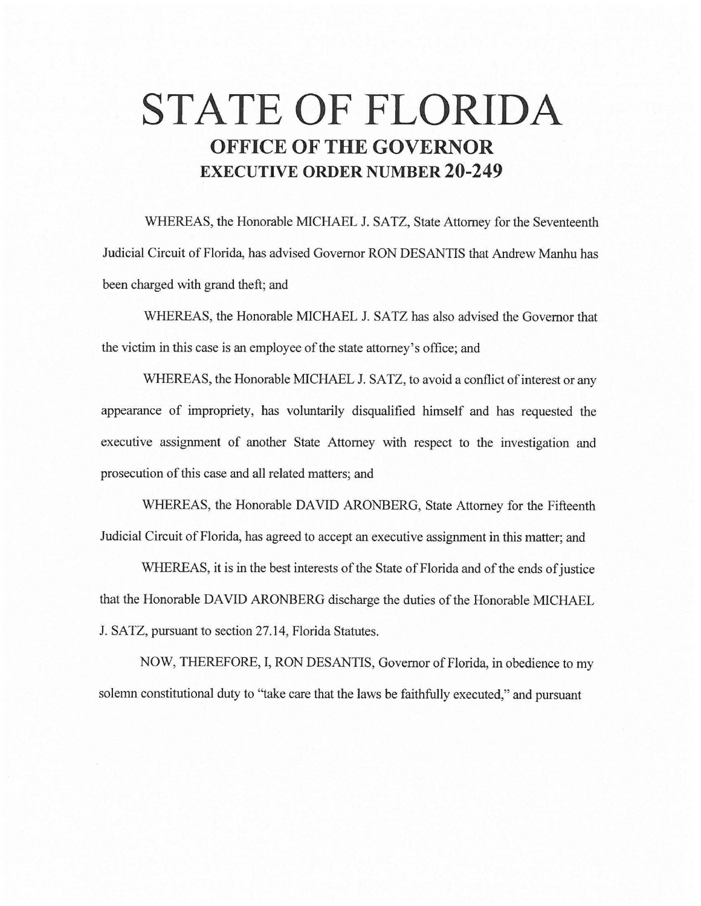# STATE OF FLORIDA

## OFFICE OF THE GOVERNOR

## EXECUTIVE ORDER NUMBER 20-249

WHEREAS, the Honorable MICHAEL J. SATZ, State Attorney for the Seventeenth Judicial Circuit of Florida, has advised Governor RON DESANTIS that Andrew Manhu has been charged with grand theft; and

WHEREAS, the Honorable MICHAEL J. SATZ has also advised the Governor that the victim in this case is an employee of the state attorney's office; and

WHEREAS, the Honorable MICHAEL J. SATZ, to avoid a conflict of interest or any appearance of impropriety, has voluntarily disqualified himself and has requested the executive assignment of another State Attorney with respect to the investigation and prosecution of this case and all related matters; and

WHEREAS, the Honorable DAVID ARONBERG, State Attorney for the Fifteenth Judicial Circuit of Florida, has agreed to accept an executive assignment in this matter; and

WHEREAS, it is in the best interests of the State of Florida and of the ends of justice that the Honorable DAVID ARONBERG discharge the duties of the Honorable MICHAEL J. SATZ, pursuant to section 27.14, Florida Statutes.

NOW, THEREFORE, I, RON DESANTIS, Governor of Florida, in obedience to my solemn constitutional duty to "take care that the laws be faithfully executed," and pursuant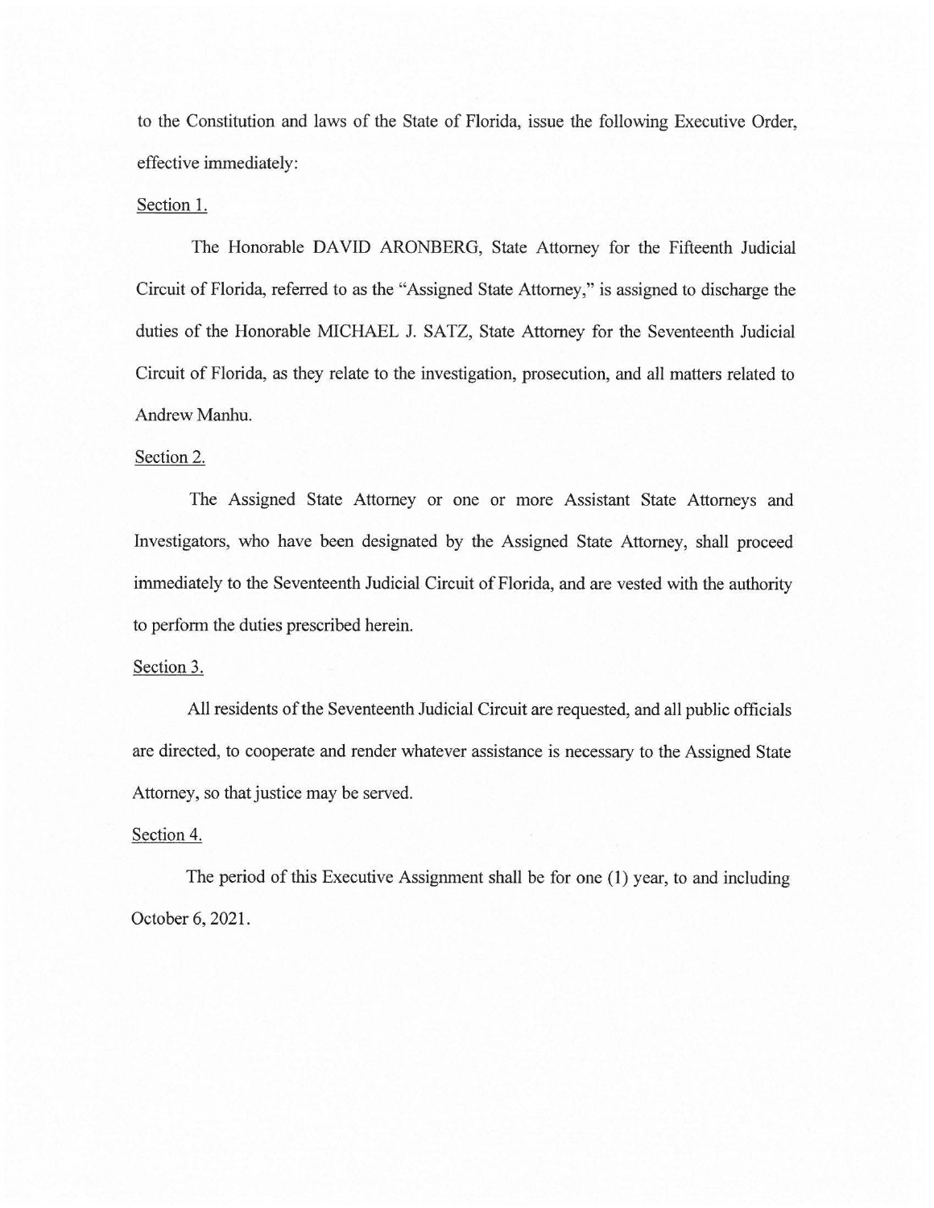to the Constitution and laws of the State of Florida, issue the following Executive Order, effective immediately:

Section 1.

The Honorable DAVID ARONBERG, State Attorney for the Fifteenth Judicial Circuit of Florida, referred to as the "Assigned State Attorney," is assigned to discharge the duties of the Honorable MICHAEL J. SATZ, State Attorney for the Seventeenth Judicial Circuit of Florida, as they relate to the investigation, prosecution, and all matters related to Andrew Manhu.

Section 2.

The Assigned State Attorney or one or more Assistant State Attorneys and Investigators, who have been designated by the Assigned State Attorney, shall proceed immediately to the Seventeenth Judicial Circuit of Florida, and are vested with the authority to perform the duties prescribed herein.

Section 3.

All residents of the Seventeenth Judicial Circuit are requested, and all public officials are directed, to cooperate and render whatever assistance is necessary to the Assigned State Attorney, so that justice may be served.

Section 4.

The period of this Executive Assignment shall be for one (1) year, to and including October 6, 2021.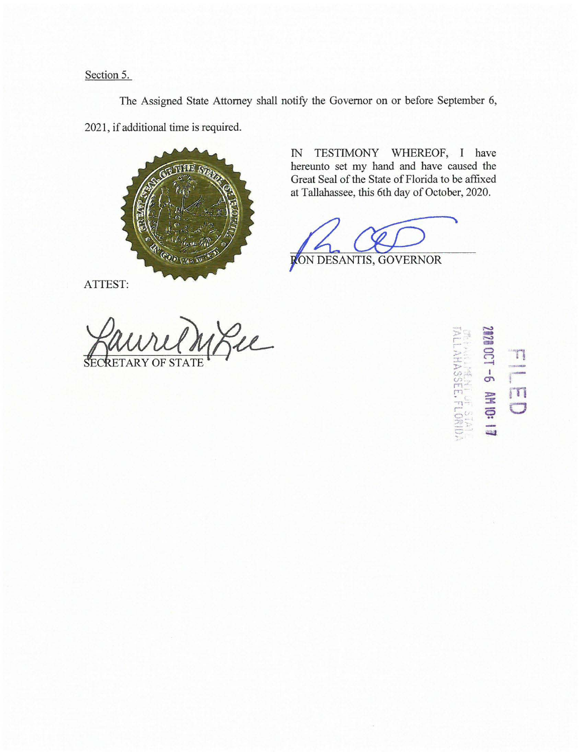Section 5.

The Assigned State Attorney shall notify the Governor on or before September 6, 2021, if additional time is required.

IN TESTIMONY WHEREOF, I have hereunto set my hand and have caused the Great Seal of the State of Florida to be affixed at Tallahassee, this 6th day of October, 2020.

RON DESANTIS, GOVERNOR

ATTEST:

SECRETARY OF STATE

FILED

2020 OCT -6 AM 10: 17

DEPARTMENT OF STATE
TALLAHASSEE, FLORIDA